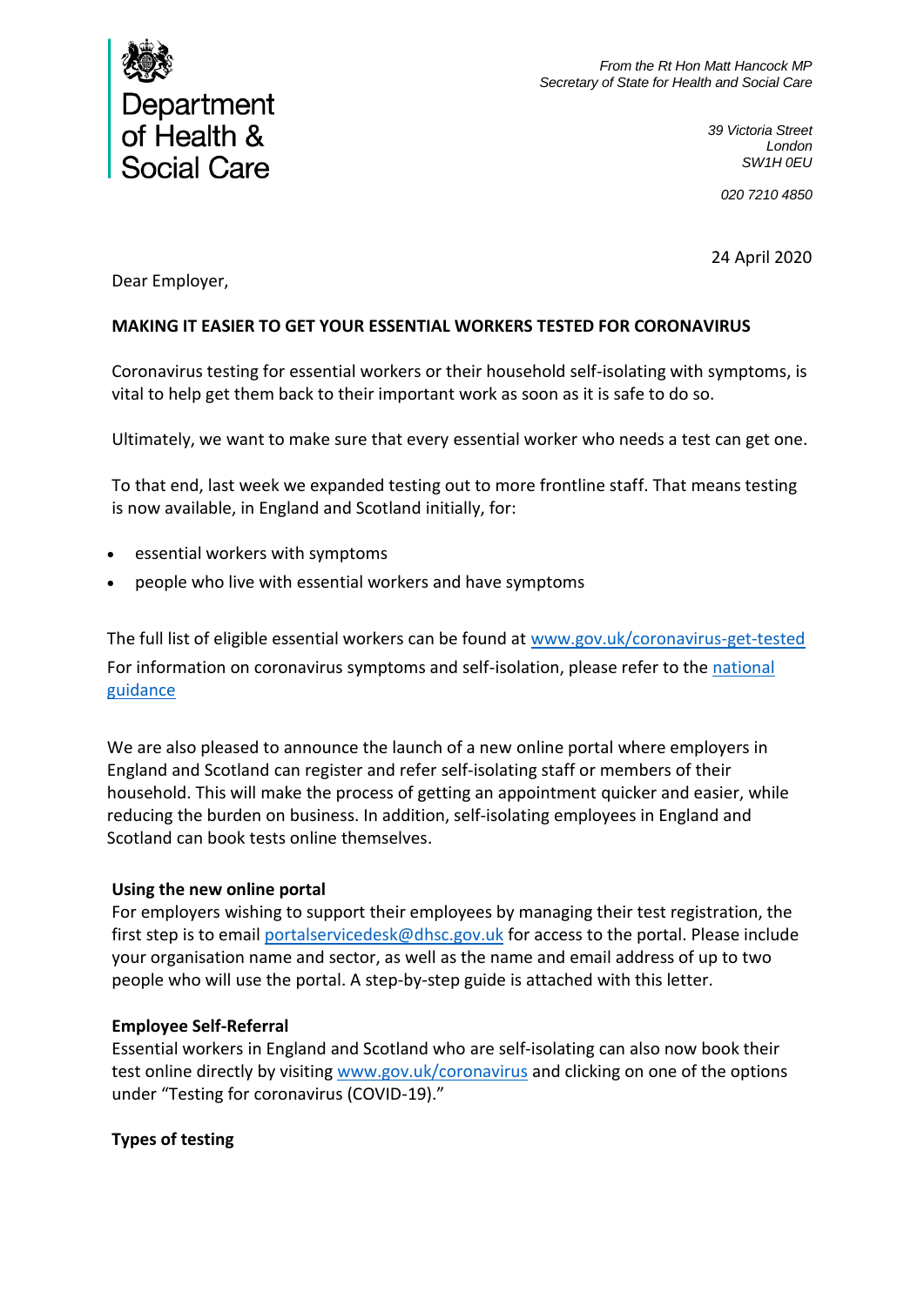Department of Health & Social Care

*From the Rt Hon Matt Hancock MP*
*Secretary of State for Health and Social Care*

*39 Victoria Street*
*London*
*SW1H 0EU*

*020 7210 4850*

24 April 2020

Dear Employer,

**MAKING IT EASIER TO GET YOUR ESSENTIAL WORKERS TESTED FOR CORONAVIRUS**

Coronavirus testing for essential workers or their household self-isolating with symptoms, is vital to help get them back to their important work as soon as it is safe to do so.

Ultimately, we want to make sure that every essential worker who needs a test can get one.

To that end, last week we expanded testing out to more frontline staff. That means testing is now available, in England and Scotland initially, for:

- essential workers with symptoms
- people who live with essential workers and have symptoms

The full list of eligible essential workers can be found at [www.gov.uk/coronavirus-get-tested](www.gov.uk/coronavirus-get-tested)
For information on coronavirus symptoms and self-isolation, please refer to the national guidance

We are also pleased to announce the launch of a new online portal where employers in England and Scotland can register and refer self-isolating staff or members of their household. This will make the process of getting an appointment quicker and easier, while reducing the burden on business. In addition, self-isolating employees in England and Scotland can book tests online themselves.

**Using the new online portal**
For employers wishing to support their employees by managing their test registration, the first step is to email portalservicedesk@dhsc.gov.uk for access to the portal. Please include your organisation name and sector, as well as the name and email address of up to two people who will use the portal. A step-by-step guide is attached with this letter.

**Employee Self-Referral**
Essential workers in England and Scotland who are self-isolating can also now book their test online directly by visiting [www.gov.uk/coronavirus](www.gov.uk/coronavirus) and clicking on one of the options under "Testing for coronavirus (COVID-19)."

**Types of testing**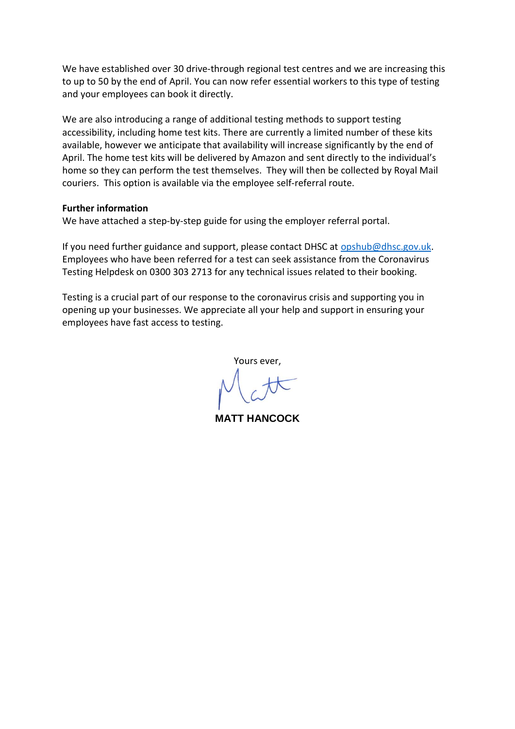We have established over 30 drive-through regional test centres and we are increasing this to up to 50 by the end of April. You can now refer essential workers to this type of testing and your employees can book it directly.

We are also introducing a range of additional testing methods to support testing accessibility, including home test kits. There are currently a limited number of these kits available, however we anticipate that availability will increase significantly by the end of April. The home test kits will be delivered by Amazon and sent directly to the individual's home so they can perform the test themselves. They will then be collected by Royal Mail couriers. This option is available via the employee self-referral route.

**Further information**
We have attached a step-by-step guide for using the employer referral portal.

If you need further guidance and support, please contact DHSC at opshub@dhsc.gov.uk. Employees who have been referred for a test can seek assistance from the Coronavirus Testing Helpdesk on 0300 303 2713 for any technical issues related to their booking.

Testing is a crucial part of our response to the coronavirus crisis and supporting you in opening up your businesses. We appreciate all your help and support in ensuring your employees have fast access to testing.

Yours ever,

Matt

**MATT HANCOCK**